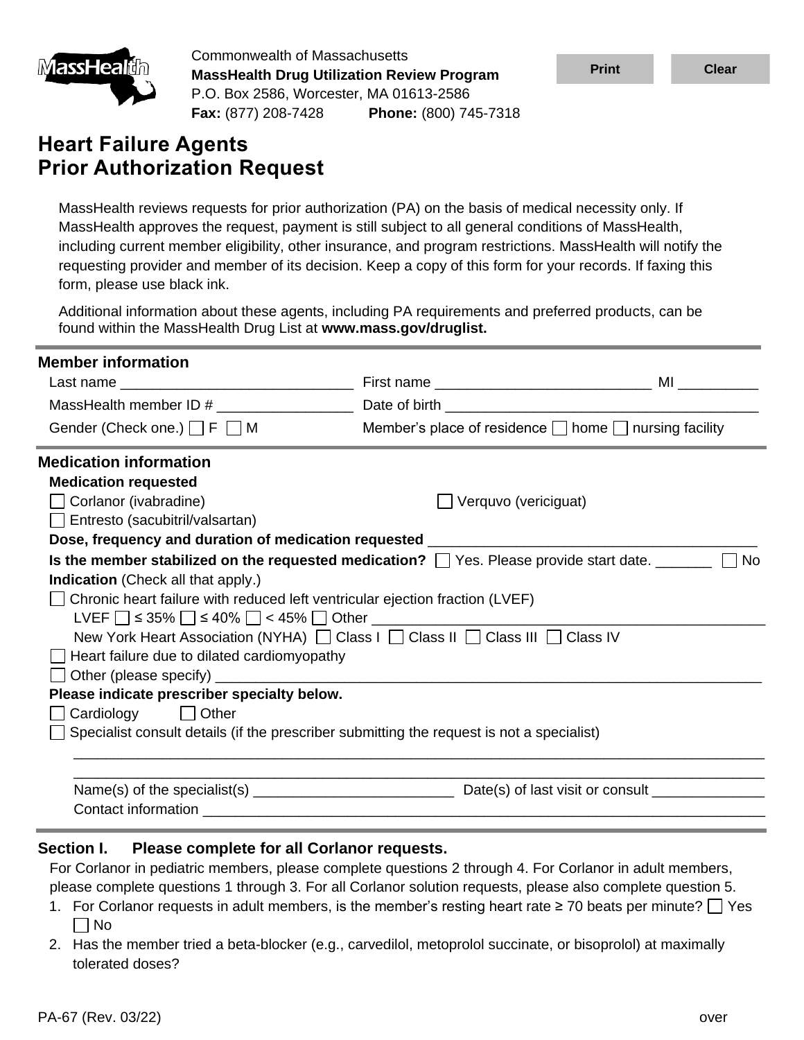Commonwealth of Massachusetts
**MassHealth Drug Utilization Review Program**
P.O. Box 2586, Worcester, MA 01613-2586
**Fax:** (877) 208-7428 **Phone:** (800) 745-7318

# Heart Failure Agents Prior Authorization Request

MassHealth reviews requests for prior authorization (PA) on the basis of medical necessity only. If MassHealth approves the request, payment is still subject to all general conditions of MassHealth, including current member eligibility, other insurance, and program restrictions. MassHealth will notify the requesting provider and member of its decision. Keep a copy of this form for your records. If faxing this form, please use black ink.

Additional information about these agents, including PA requirements and preferred products, can be found within the MassHealth Drug List at **www.mass.gov/druglist.**

## Member information

Last name ____________________________ First name __________________________ MI __________

MassHealth member ID # ________________ Date of birth ______________________________________

Gender (Check one.) ☐ F ☐ M Member's place of residence ☐ home ☐ nursing facility

## Medication information

**Medication requested**

☐ Corlanor (ivabradine) ☐ Verquvo (vericiguat)

☐ Entresto (sacubitril/valsartan)

**Dose, frequency and duration of medication requested** ________________________________________

**Is the member stabilized on the requested medication?** ☐ Yes. Please provide start date. _______ ☐ No

**Indication** (Check all that apply.)

☐ Chronic heart failure with reduced left ventricular ejection fraction (LVEF)

LVEF ☐ ≤ 35% ☐ ≤ 40% ☐ < 45% ☐ Other ________________________________________________

New York Heart Association (NYHA) ☐ Class I ☐ Class II ☐ Class III ☐ Class IV

☐ Heart failure due to dilated cardiomyopathy

☐ Other (please specify) ________________________________________________________________

**Please indicate prescriber specialty below.**

☐ Cardiology ☐ Other

☐ Specialist consult details (if the prescriber submitting the request is not a specialist)

_____________________________________________________________________________________

_____________________________________________________________________________________

Name(s) of the specialist(s) ________________________ Date(s) of last visit or consult ______________

Contact information ____________________________________________________________________

## Section I. Please complete for all Corlanor requests.

For Corlanor in pediatric members, please complete questions 2 through 4. For Corlanor in adult members, please complete questions 1 through 3. For all Corlanor solution requests, please also complete question 5.

1. For Corlanor requests in adult members, is the member's resting heart rate ≥ 70 beats per minute? ☐ Yes ☐ No
2. Has the member tried a beta-blocker (e.g., carvedilol, metoprolol succinate, or bisoprolol) at maximally tolerated doses?

PA-67 (Rev. 03/22) over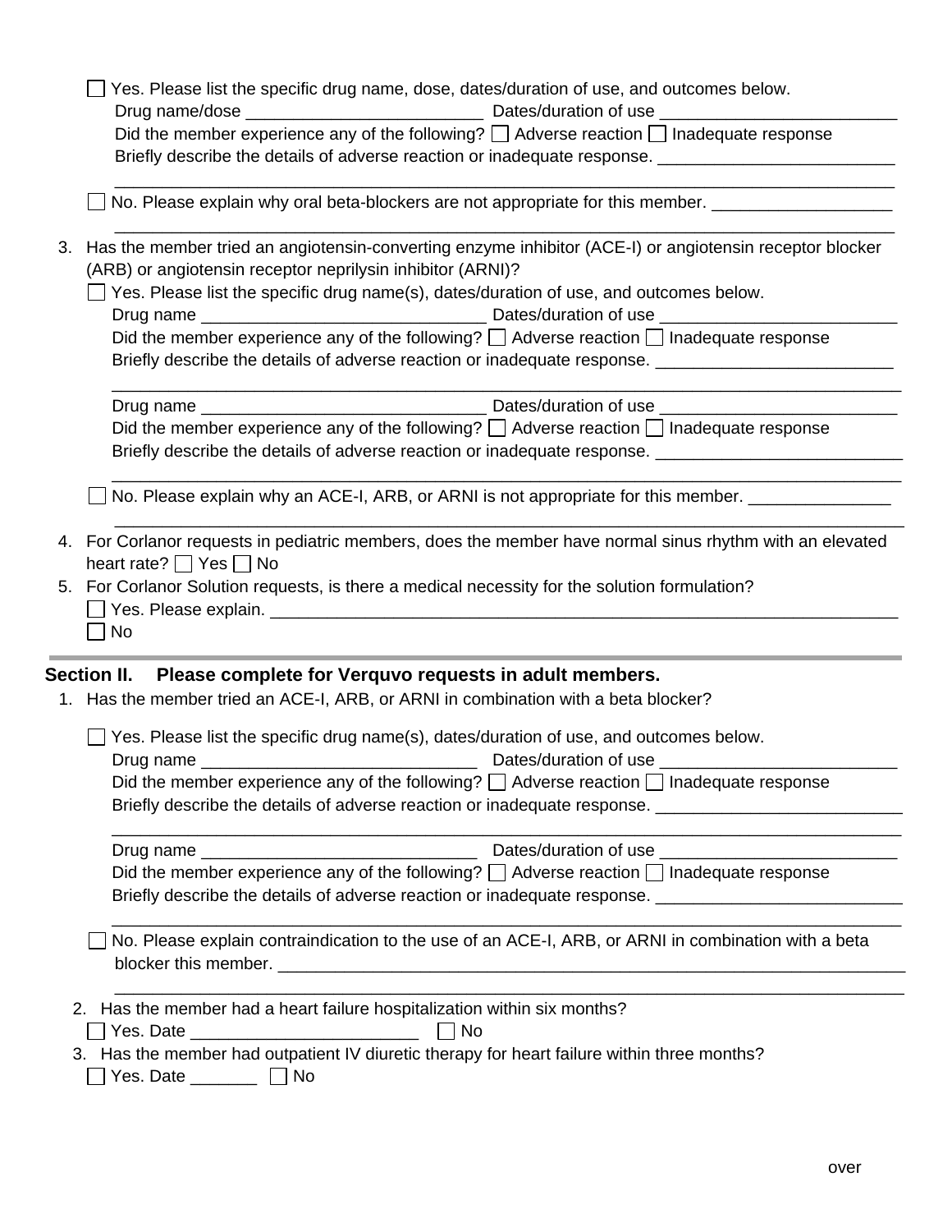☐ Yes. Please list the specific drug name, dose, dates/duration of use, and outcomes below.
Drug name/dose _________________________ Dates/duration of use _________________________
Did the member experience any of the following? ☐ Adverse reaction ☐ Inadequate response
Briefly describe the details of adverse reaction or inadequate response. _________________________
_________________________________________________________________________________

☐ No. Please explain why oral beta-blockers are not appropriate for this member. ___________________
_________________________________________________________________________________

3. Has the member tried an angiotensin-converting enzyme inhibitor (ACE-I) or angiotensin receptor blocker (ARB) or angiotensin receptor neprilysin inhibitor (ARNI)?

☐ Yes. Please list the specific drug name(s), dates/duration of use, and outcomes below.
Drug name ______________________________ Dates/duration of use _________________________
Did the member experience any of the following? ☐ Adverse reaction ☐ Inadequate response
Briefly describe the details of adverse reaction or inadequate response. _________________________
_________________________________________________________________________________
Drug name ______________________________ Dates/duration of use _________________________
Did the member experience any of the following? ☐ Adverse reaction ☐ Inadequate response
Briefly describe the details of adverse reaction or inadequate response. __________________________
_________________________________________________________________________________

☐ No. Please explain why an ACE-I, ARB, or ARNI is not appropriate for this member. _______________
_________________________________________________________________________________

4. For Corlanor requests in pediatric members, does the member have normal sinus rhythm with an elevated heart rate? ☐ Yes ☐ No

5. For Corlanor Solution requests, is there a medical necessity for the solution formulation?
☐ Yes. Please explain. ______________________________________________________________________
☐ No

## Section II. Please complete for Verquvo requests in adult members.

1. Has the member tried an ACE-I, ARB, or ARNI in combination with a beta blocker?

☐ Yes. Please list the specific drug name(s), dates/duration of use, and outcomes below.
Drug name ______________________________ Dates/duration of use _________________________
Did the member experience any of the following? ☐ Adverse reaction ☐ Inadequate response
Briefly describe the details of adverse reaction or inadequate response. __________________________
_________________________________________________________________________________
Drug name ______________________________ Dates/duration of use _________________________
Did the member experience any of the following? ☐ Adverse reaction ☐ Inadequate response
Briefly describe the details of adverse reaction or inadequate response. __________________________
_________________________________________________________________________________

☐ No. Please explain contraindication to the use of an ACE-I, ARB, or ARNI in combination with a beta blocker this member. _________________________________________________________________
_________________________________________________________________________________

2. Has the member had a heart failure hospitalization within six months?
☐ Yes. Date ________________________ ☐ No

3. Has the member had outpatient IV diuretic therapy for heart failure within three months?
☐ Yes. Date _______ ☐ No

over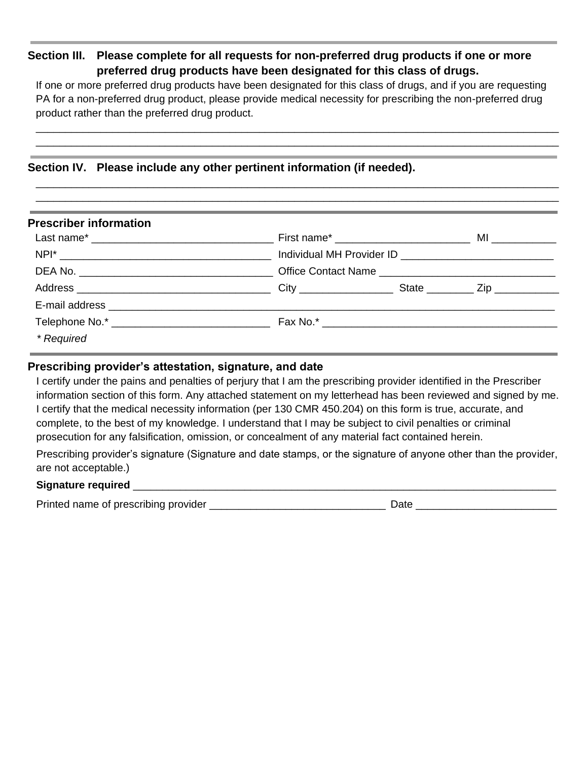## Section III. Please complete for all requests for non-preferred drug products if one or more preferred drug products have been designated for this class of drugs.

If one or more preferred drug products have been designated for this class of drugs, and if you are requesting PA for a non-preferred drug product, please provide medical necessity for prescribing the non-preferred drug product rather than the preferred drug product.

______________________________________________________________________________________

______________________________________________________________________________________

## Section IV. Please include any other pertinent information (if needed).

______________________________________________________________________________________

______________________________________________________________________________________

## Prescriber information

Last name* ______________________________ First name* ______________________ MI __________

NPI* __________________________________ Individual MH Provider ID _________________________

DEA No. ________________________________ Office Contact Name _____________________________

Address ________________________________ City _______________ State ________ Zip __________

E-mail address ________________________________________________________________________

Telephone No.* __________________________ Fax No.* ______________________________________

*\* Required*

## Prescribing provider's attestation, signature, and date

I certify under the pains and penalties of perjury that I am the prescribing provider identified in the Prescriber information section of this form. Any attached statement on my letterhead has been reviewed and signed by me. I certify that the medical necessity information (per 130 CMR 450.204) on this form is true, accurate, and complete, to the best of my knowledge. I understand that I may be subject to civil penalties or criminal prosecution for any falsification, omission, or concealment of any material fact contained herein.

Prescribing provider's signature (Signature and date stamps, or the signature of anyone other than the provider, are not acceptable.)

**Signature required** ______________________________________________________________________

Printed name of prescribing provider ____________________________ Date ______________________